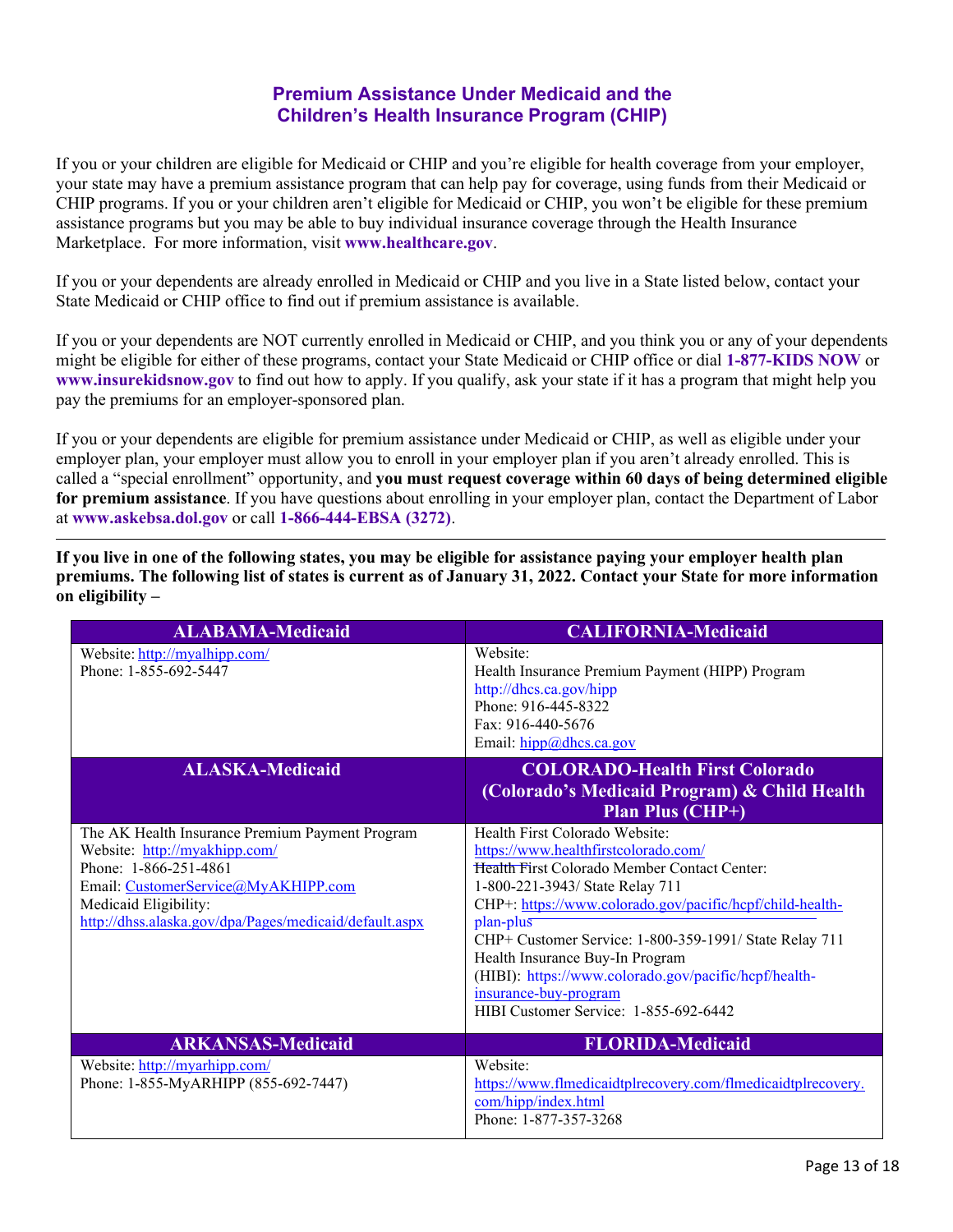## Premium Assistance Under Medicaid and the Children's Health Insurance Program (CHIP)

If you or your children are eligible for Medicaid or CHIP and you're eligible for health coverage from your employer, your state may have a premium assistance program that can help pay for coverage, using funds from their Medicaid or CHIP programs. If you or your children aren't eligible for Medicaid or CHIP, you won't be eligible for these premium assistance programs but you may be able to buy individual insurance coverage through the Health Insurance Marketplace. For more information, visit **www.healthcare.gov**.

If you or your dependents are already enrolled in Medicaid or CHIP and you live in a State listed below, contact your State Medicaid or CHIP office to find out if premium assistance is available.

If you or your dependents are NOT currently enrolled in Medicaid or CHIP, and you think you or any of your dependents might be eligible for either of these programs, contact your State Medicaid or CHIP office or dial **1-877-KIDS NOW** or **www.insurekidsnow.gov** to find out how to apply. If you qualify, ask your state if it has a program that might help you pay the premiums for an employer-sponsored plan.

If you or your dependents are eligible for premium assistance under Medicaid or CHIP, as well as eligible under your employer plan, your employer must allow you to enroll in your employer plan if you aren't already enrolled. This is called a "special enrollment" opportunity, and **you must request coverage within 60 days of being determined eligible for premium assistance**. If you have questions about enrolling in your employer plan, contact the Department of Labor at **www.askebsa.dol.gov** or call **1-866-444-EBSA (3272)**.

---

**If you live in one of the following states, you may be eligible for assistance paying your employer health plan premiums. The following list of states is current as of January 31, 2022. Contact your State for more information on eligibility –**

| ALABAMA-Medicaid | CALIFORNIA-Medicaid |
|---|---|
| Website: http://myalhipp.com/<br>Phone: 1-855-692-5447 | Website:<br>Health Insurance Premium Payment (HIPP) Program<br>http://dhcs.ca.gov/hipp<br>Phone: 916-445-8322<br>Fax: 916-440-5676<br>Email: hipp@dhcs.ca.gov |
| **ALASKA-Medicaid** | **COLORADO-Health First Colorado (Colorado's Medicaid Program) & Child Health Plan Plus (CHP+)** |
| The AK Health Insurance Premium Payment Program<br>Website: http://myakhipp.com/<br>Phone: 1-866-251-4861<br>Email: CustomerService@MyAKHIPP.com<br>Medicaid Eligibility:<br>http://dhss.alaska.gov/dpa/Pages/medicaid/default.aspx | Health First Colorado Website:<br>https://www.healthfirstcolorado.com/<br>Health First Colorado Member Contact Center:<br>1-800-221-3943/ State Relay 711<br>CHP+: https://www.colorado.gov/pacific/hcpf/child-health-plan-plus<br>CHP+ Customer Service: 1-800-359-1991/ State Relay 711<br>Health Insurance Buy-In Program<br>(HIBI): https://www.colorado.gov/pacific/hcpf/health-insurance-buy-program<br>HIBI Customer Service: 1-855-692-6442 |
| **ARKANSAS-Medicaid** | **FLORIDA-Medicaid** |
| Website: http://myarhipp.com/<br>Phone: 1-855-MyARHIPP (855-692-7447) | Website:<br>https://www.flmedicaidtplrecovery.com/flmedicaidtplrecovery.com/hipp/index.html<br>Phone: 1-877-357-3268 |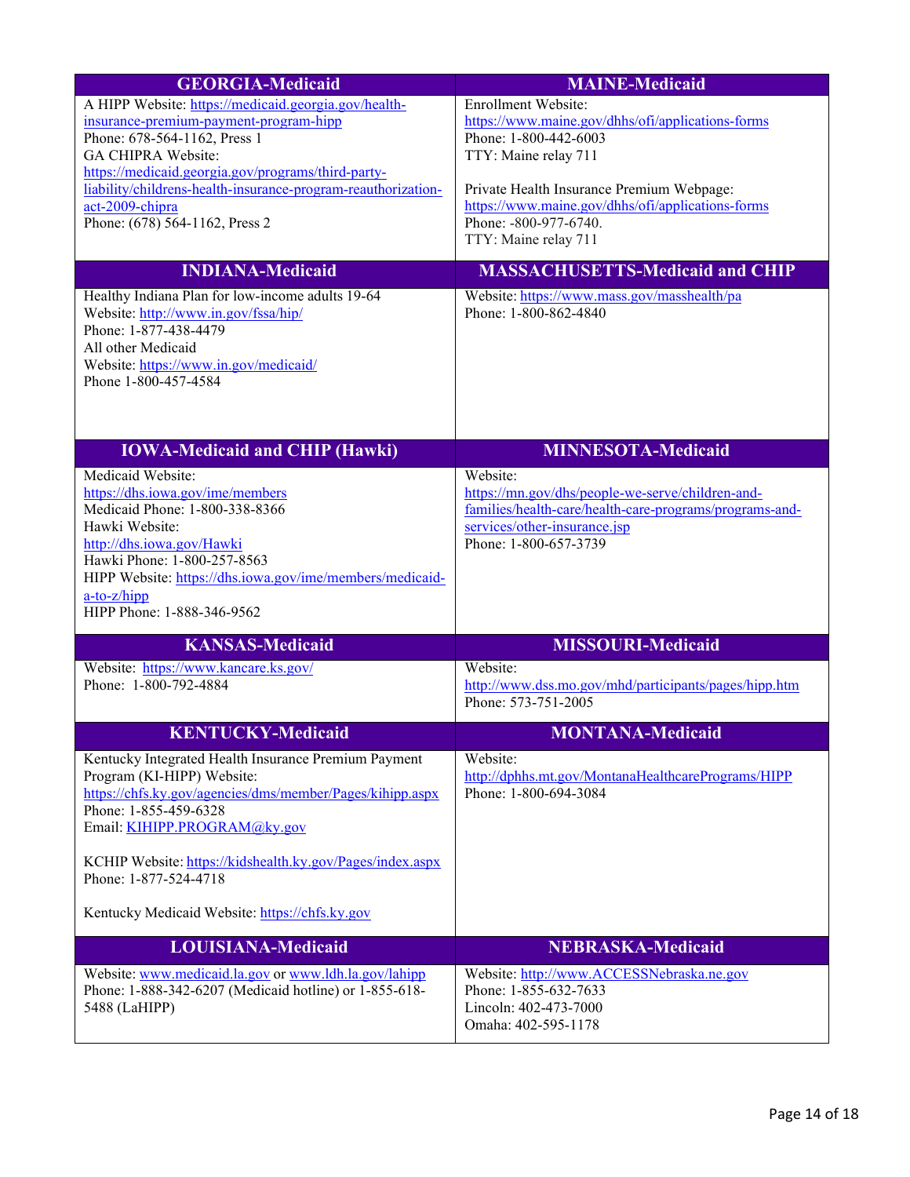| GEORGIA-Medicaid | MAINE-Medicaid |
|---|---|
| A HIPP Website: https://medicaid.georgia.gov/health-insurance-premium-payment-program-hipp<br>Phone: 678-564-1162, Press 1<br>GA CHIPRA Website: https://medicaid.georgia.gov/programs/third-party-liability/childrens-health-insurance-program-reauthorization-act-2009-chipra<br>Phone: (678) 564-1162, Press 2 | Enrollment Website: https://www.maine.gov/dhhs/ofi/applications-forms<br>Phone: 1-800-442-6003<br>TTY: Maine relay 711<br><br>Private Health Insurance Premium Webpage: https://www.maine.gov/dhhs/ofi/applications-forms<br>Phone: -800-977-6740.<br>TTY: Maine relay 711 |
| **INDIANA-Medicaid** | **MASSACHUSETTS-Medicaid and CHIP** |
| Healthy Indiana Plan for low-income adults 19-64<br>Website: http://www.in.gov/fssa/hip/<br>Phone: 1-877-438-4479<br>All other Medicaid<br>Website: https://www.in.gov/medicaid/<br>Phone 1-800-457-4584 | Website: https://www.mass.gov/masshealth/pa<br>Phone: 1-800-862-4840 |
| **IOWA-Medicaid and CHIP (Hawki)** | **MINNESOTA-Medicaid** |
| Medicaid Website: https://dhs.iowa.gov/ime/members<br>Medicaid Phone: 1-800-338-8366<br>Hawki Website: http://dhs.iowa.gov/Hawki<br>Hawki Phone: 1-800-257-8563<br>HIPP Website: https://dhs.iowa.gov/ime/members/medicaid-a-to-z/hipp<br>HIPP Phone: 1-888-346-9562 | Website: https://mn.gov/dhs/people-we-serve/children-and-families/health-care/health-care-programs/programs-and-services/other-insurance.jsp<br>Phone: 1-800-657-3739 |
| **KANSAS-Medicaid** | **MISSOURI-Medicaid** |
| Website: https://www.kancare.ks.gov/<br>Phone: 1-800-792-4884 | Website: http://www.dss.mo.gov/mhd/participants/pages/hipp.htm<br>Phone: 573-751-2005 |
| **KENTUCKY-Medicaid** | **MONTANA-Medicaid** |
| Kentucky Integrated Health Insurance Premium Payment Program (KI-HIPP) Website: https://chfs.ky.gov/agencies/dms/member/Pages/kihipp.aspx<br>Phone: 1-855-459-6328<br>Email: KIHIPP.PROGRAM@ky.gov<br><br>KCHIP Website: https://kidshealth.ky.gov/Pages/index.aspx<br>Phone: 1-877-524-4718<br><br>Kentucky Medicaid Website: https://chfs.ky.gov | Website: http://dphhs.mt.gov/MontanaHealthcarePrograms/HIPP<br>Phone: 1-800-694-3084 |
| **LOUISIANA-Medicaid** | **NEBRASKA-Medicaid** |
| Website: www.medicaid.la.gov or www.ldh.la.gov/lahipp<br>Phone: 1-888-342-6207 (Medicaid hotline) or 1-855-618-5488 (LaHIPP) | Website: http://www.ACCESSNebraska.ne.gov<br>Phone: 1-855-632-7633<br>Lincoln: 402-473-7000<br>Omaha: 402-595-1178 |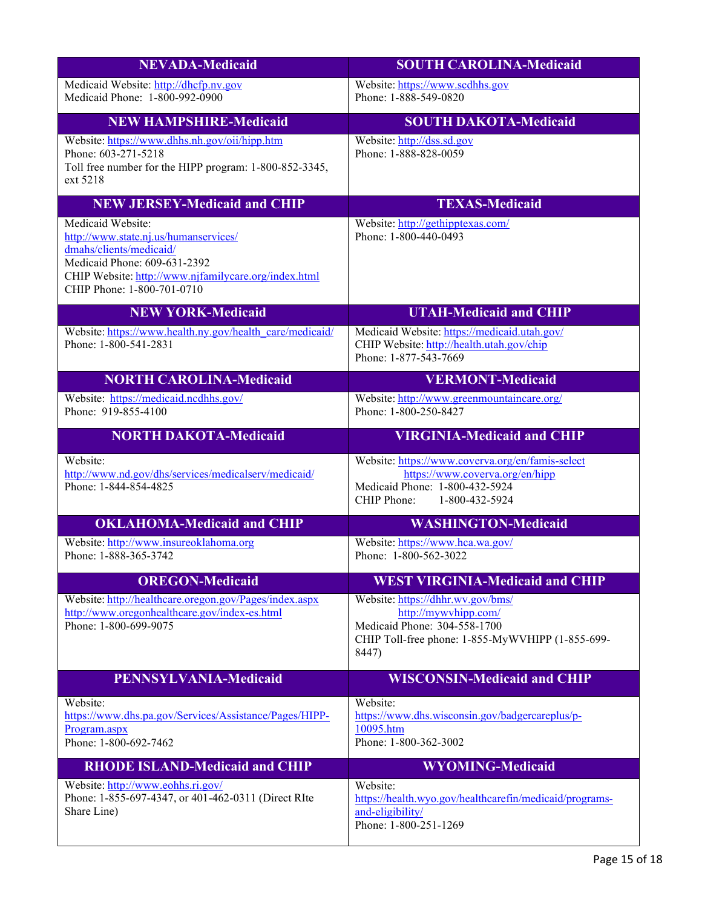| NEVADA-Medicaid | SOUTH CAROLINA-Medicaid |
| --- | --- |
| Medicaid Website: http://dhcfp.nv.gov<br>Medicaid Phone: 1-800-992-0900 | Website: https://www.scdhhs.gov<br>Phone: 1-888-549-0820 |
| **NEW HAMPSHIRE-Medicaid** | **SOUTH DAKOTA-Medicaid** |
| Website: https://www.dhhs.nh.gov/oii/hipp.htm<br>Phone: 603-271-5218<br>Toll free number for the HIPP program: 1-800-852-3345, ext 5218 | Website: http://dss.sd.gov<br>Phone: 1-888-828-0059 |
| **NEW JERSEY-Medicaid and CHIP** | **TEXAS-Medicaid** |
| Medicaid Website: http://www.state.nj.us/humanservices/dmahs/clients/medicaid/<br>Medicaid Phone: 609-631-2392<br>CHIP Website: http://www.njfamilycare.org/index.html<br>CHIP Phone: 1-800-701-0710 | Website: http://gethipptexas.com/<br>Phone: 1-800-440-0493 |
| **NEW YORK-Medicaid** | **UTAH-Medicaid and CHIP** |
| Website: https://www.health.ny.gov/health_care/medicaid/<br>Phone: 1-800-541-2831 | Medicaid Website: https://medicaid.utah.gov/<br>CHIP Website: http://health.utah.gov/chip<br>Phone: 1-877-543-7669 |
| **NORTH CAROLINA-Medicaid** | **VERMONT-Medicaid** |
| Website: https://medicaid.ncdhhs.gov/<br>Phone: 919-855-4100 | Website: http://www.greenmountaincare.org/<br>Phone: 1-800-250-8427 |
| **NORTH DAKOTA-Medicaid** | **VIRGINIA-Medicaid and CHIP** |
| Website: http://www.nd.gov/dhs/services/medicalserv/medicaid/<br>Phone: 1-844-854-4825 | Website: https://www.coverva.org/en/famis-select<br>https://www.coverva.org/en/hipp<br>Medicaid Phone: 1-800-432-5924<br>CHIP Phone: 1-800-432-5924 |
| **OKLAHOMA-Medicaid and CHIP** | **WASHINGTON-Medicaid** |
| Website: http://www.insureoklahoma.org<br>Phone: 1-888-365-3742 | Website: https://www.hca.wa.gov/<br>Phone: 1-800-562-3022 |
| **OREGON-Medicaid** | **WEST VIRGINIA-Medicaid and CHIP** |
| Website: http://healthcare.oregon.gov/Pages/index.aspx<br>http://www.oregonhealthcare.gov/index-es.html<br>Phone: 1-800-699-9075 | Website: https://dhhr.wv.gov/bms/<br>http://mywvhipp.com/<br>Medicaid Phone: 304-558-1700<br>CHIP Toll-free phone: 1-855-MyWVHIPP (1-855-699-8447) |
| **PENNSYLVANIA-Medicaid** | **WISCONSIN-Medicaid and CHIP** |
| Website: https://www.dhs.pa.gov/Services/Assistance/Pages/HIPP-Program.aspx<br>Phone: 1-800-692-7462 | Website: https://www.dhs.wisconsin.gov/badgercareplus/p-10095.htm<br>Phone: 1-800-362-3002 |
| **RHODE ISLAND-Medicaid and CHIP** | **WYOMING-Medicaid** |
| Website: http://www.eohhs.ri.gov/<br>Phone: 1-855-697-4347, or 401-462-0311 (Direct RIte Share Line) | Website: https://health.wyo.gov/healthcarefin/medicaid/programs-and-eligibility/<br>Phone: 1-800-251-1269 |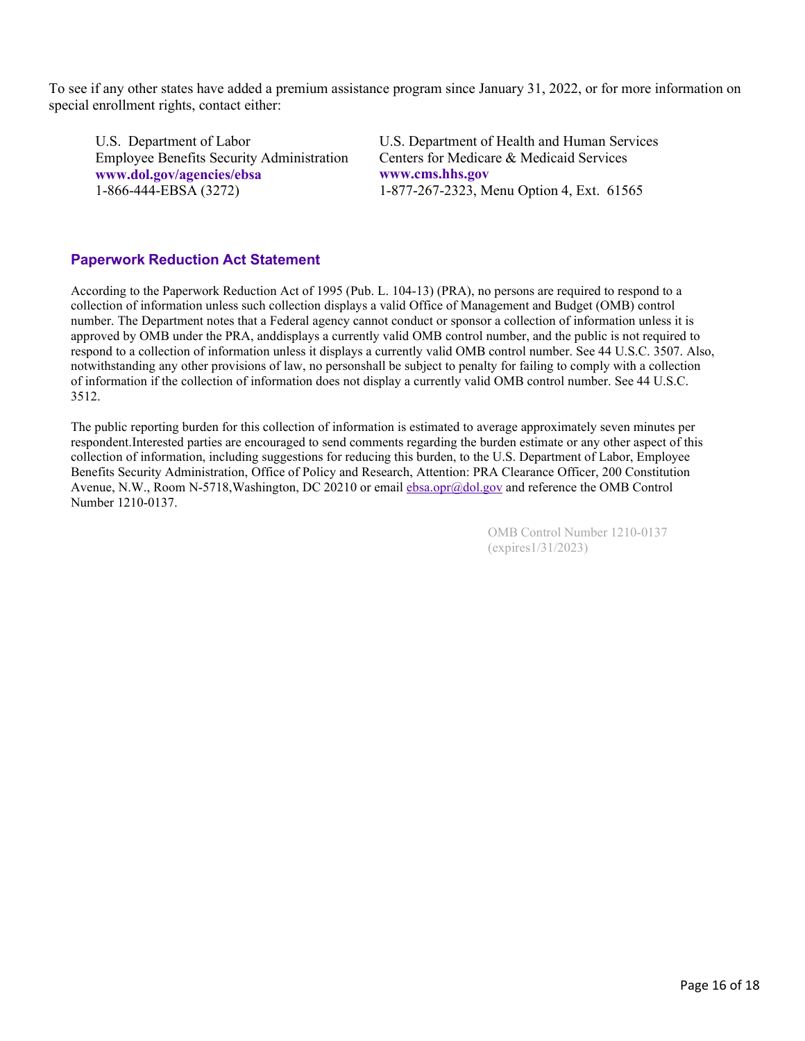To see if any other states have added a premium assistance program since January 31, 2022, or for more information on special enrollment rights, contact either:

U.S. Department of Labor
Employee Benefits Security Administration
**www.dol.gov/agencies/ebsa**
1-866-444-EBSA (3272)

U.S. Department of Health and Human Services
Centers for Medicare & Medicaid Services
**www.cms.hhs.gov**
1-877-267-2323, Menu Option 4, Ext. 61565

## Paperwork Reduction Act Statement

According to the Paperwork Reduction Act of 1995 (Pub. L. 104-13) (PRA), no persons are required to respond to a collection of information unless such collection displays a valid Office of Management and Budget (OMB) control number. The Department notes that a Federal agency cannot conduct or sponsor a collection of information unless it is approved by OMB under the PRA, anddisplays a currently valid OMB control number, and the public is not required to respond to a collection of information unless it displays a currently valid OMB control number. See 44 U.S.C. 3507. Also, notwithstanding any other provisions of law, no personshall be subject to penalty for failing to comply with a collection of information if the collection of information does not display a currently valid OMB control number. See 44 U.S.C. 3512.

The public reporting burden for this collection of information is estimated to average approximately seven minutes per respondent.Interested parties are encouraged to send comments regarding the burden estimate or any other aspect of this collection of information, including suggestions for reducing this burden, to the U.S. Department of Labor, Employee Benefits Security Administration, Office of Policy and Research, Attention: PRA Clearance Officer, 200 Constitution Avenue, N.W., Room N-5718,Washington, DC 20210 or email ebsa.opr@dol.gov and reference the OMB Control Number 1210-0137.

OMB Control Number 1210-0137
(expires1/31/2023)